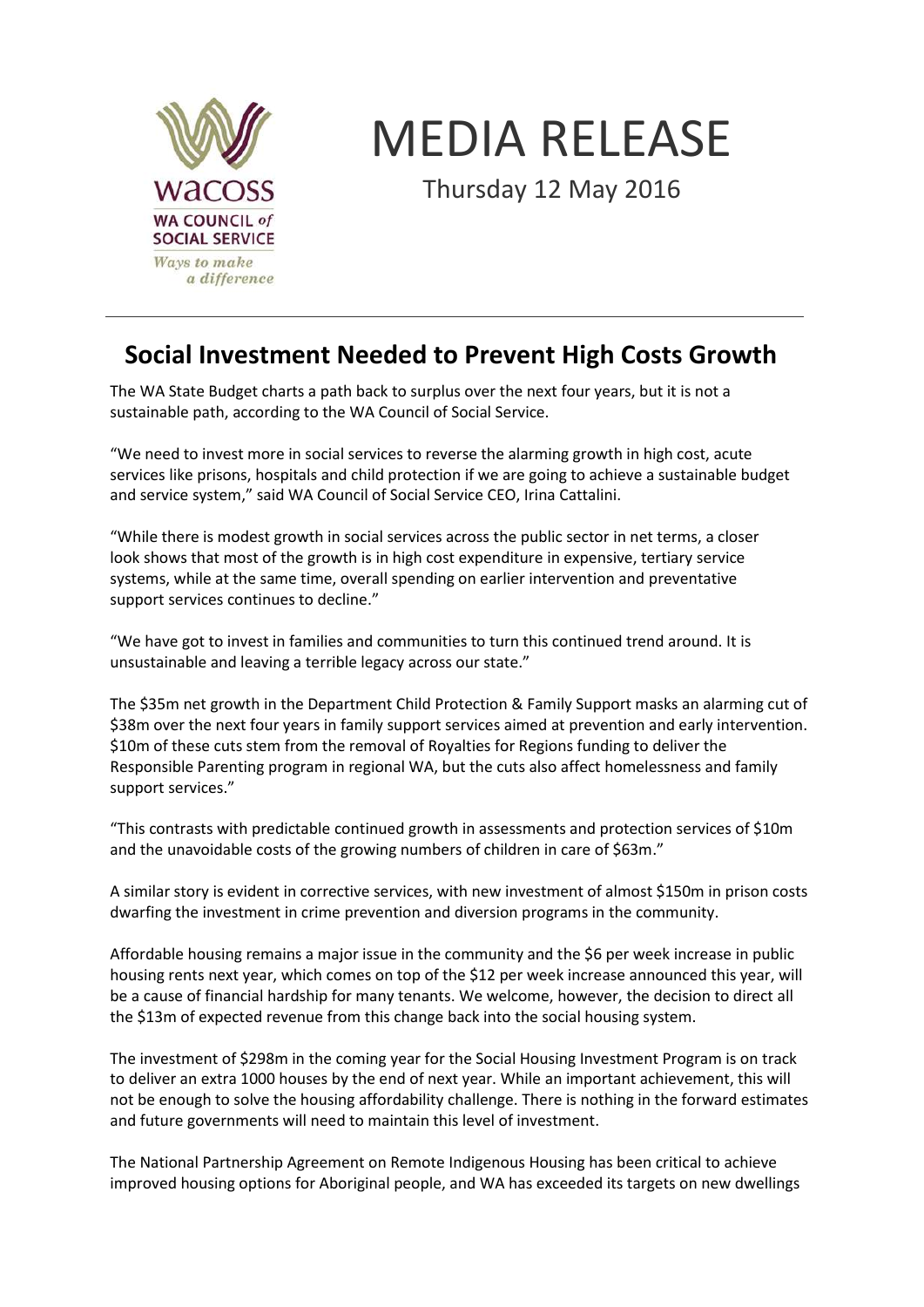WACOSS
WA COUNCIL *of* SOCIAL SERVICE
*Ways to make a difference*

# MEDIA RELEASE

Thursday 12 May 2016

---

## Social Investment Needed to Prevent High Costs Growth

The WA State Budget charts a path back to surplus over the next four years, but it is not a sustainable path, according to the WA Council of Social Service.

"We need to invest more in social services to reverse the alarming growth in high cost, acute services like prisons, hospitals and child protection if we are going to achieve a sustainable budget and service system," said WA Council of Social Service CEO, Irina Cattalini.

"While there is modest growth in social services across the public sector in net terms, a closer look shows that most of the growth is in high cost expenditure in expensive, tertiary service systems, while at the same time, overall spending on earlier intervention and preventative support services continues to decline."

"We have got to invest in families and communities to turn this continued trend around. It is unsustainable and leaving a terrible legacy across our state."

The $35m net growth in the Department Child Protection & Family Support masks an alarming cut of $38m over the next four years in family support services aimed at prevention and early intervention. $10m of these cuts stem from the removal of Royalties for Regions funding to deliver the Responsible Parenting program in regional WA, but the cuts also affect homelessness and family support services."

"This contrasts with predictable continued growth in assessments and protection services of $10m and the unavoidable costs of the growing numbers of children in care of $63m."

A similar story is evident in corrective services, with new investment of almost $150m in prison costs dwarfing the investment in crime prevention and diversion programs in the community.

Affordable housing remains a major issue in the community and the $6 per week increase in public housing rents next year, which comes on top of the $12 per week increase announced this year, will be a cause of financial hardship for many tenants. We welcome, however, the decision to direct all the $13m of expected revenue from this change back into the social housing system.

The investment of $298m in the coming year for the Social Housing Investment Program is on track to deliver an extra 1000 houses by the end of next year. While an important achievement, this will not be enough to solve the housing affordability challenge. There is nothing in the forward estimates and future governments will need to maintain this level of investment.

The National Partnership Agreement on Remote Indigenous Housing has been critical to achieve improved housing options for Aboriginal people, and WA has exceeded its targets on new dwellings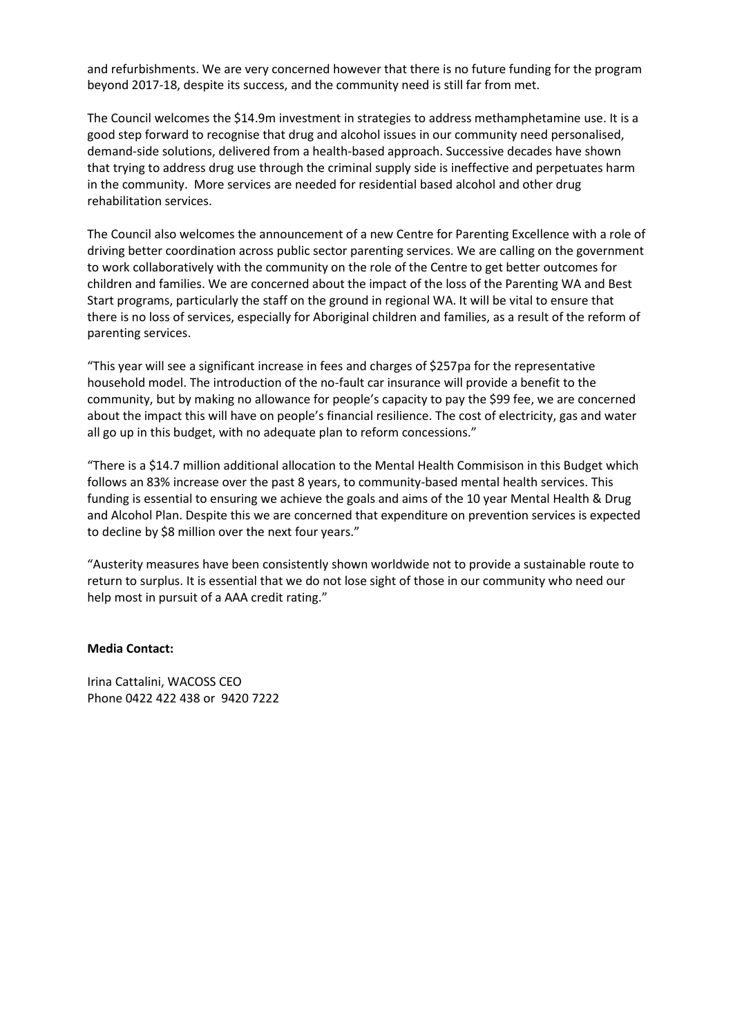and refurbishments. We are very concerned however that there is no future funding for the program beyond 2017-18, despite its success, and the community need is still far from met.

The Council welcomes the $14.9m investment in strategies to address methamphetamine use. It is a good step forward to recognise that drug and alcohol issues in our community need personalised, demand-side solutions, delivered from a health-based approach. Successive decades have shown that trying to address drug use through the criminal supply side is ineffective and perpetuates harm in the community. More services are needed for residential based alcohol and other drug rehabilitation services.

The Council also welcomes the announcement of a new Centre for Parenting Excellence with a role of driving better coordination across public sector parenting services. We are calling on the government to work collaboratively with the community on the role of the Centre to get better outcomes for children and families. We are concerned about the impact of the loss of the Parenting WA and Best Start programs, particularly the staff on the ground in regional WA. It will be vital to ensure that there is no loss of services, especially for Aboriginal children and families, as a result of the reform of parenting services.

"This year will see a significant increase in fees and charges of $257pa for the representative household model. The introduction of the no-fault car insurance will provide a benefit to the community, but by making no allowance for people's capacity to pay the $99 fee, we are concerned about the impact this will have on people's financial resilience. The cost of electricity, gas and water all go up in this budget, with no adequate plan to reform concessions."

"There is a $14.7 million additional allocation to the Mental Health Commisison in this Budget which follows an 83% increase over the past 8 years, to community-based mental health services. This funding is essential to ensuring we achieve the goals and aims of the 10 year Mental Health & Drug and Alcohol Plan. Despite this we are concerned that expenditure on prevention services is expected to decline by $8 million over the next four years."

"Austerity measures have been consistently shown worldwide not to provide a sustainable route to return to surplus. It is essential that we do not lose sight of those in our community who need our help most in pursuit of a AAA credit rating."

**Media Contact:**

Irina Cattalini, WACOSS CEO
Phone 0422 422 438 or 9420 7222